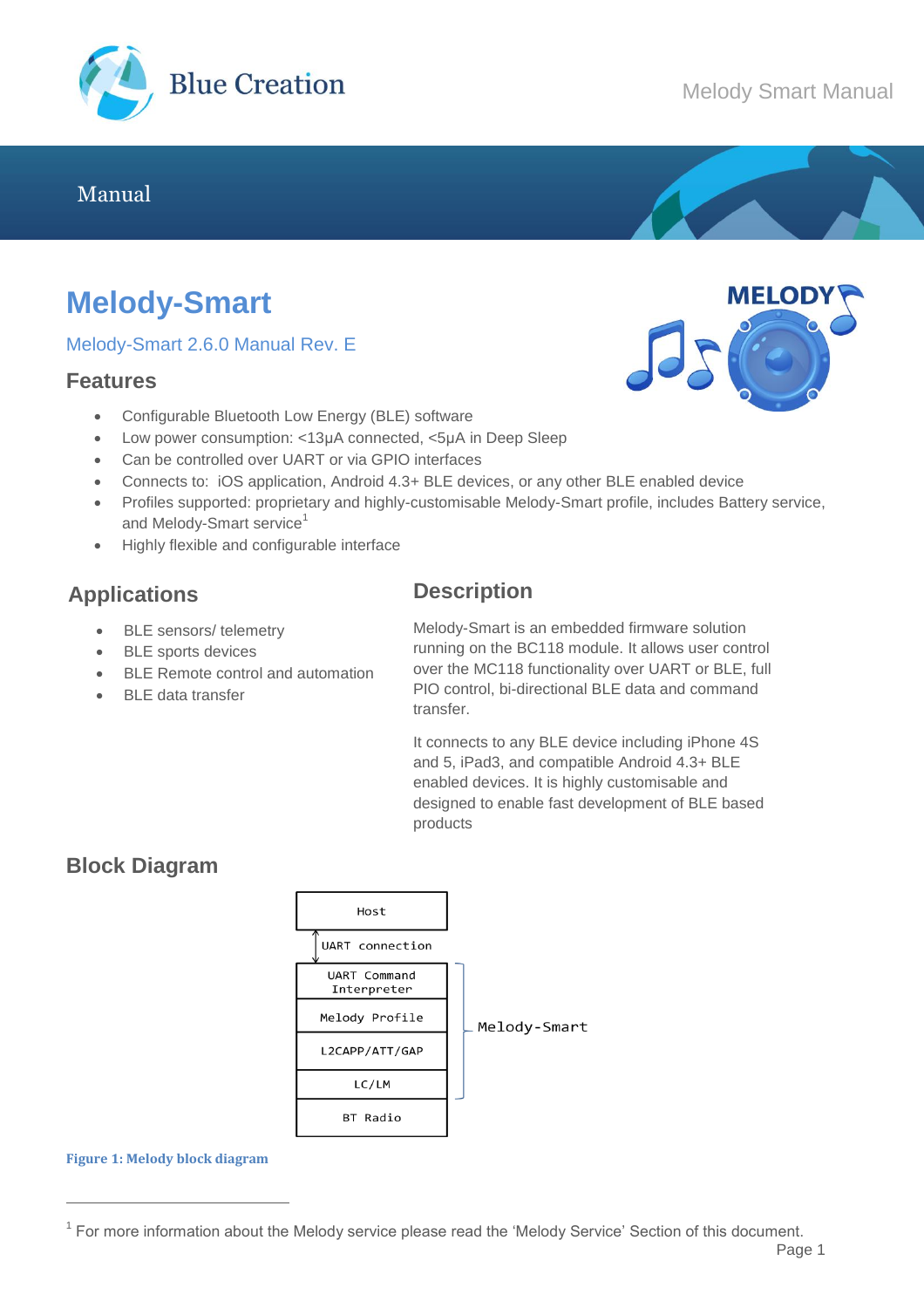# Manual

# Melody-Smart

Melody-Smart 2.6.0 Manual Rev. E

## Features

- Configurable Bluetooth Low Energy (BLE) software
- Low power consumption: <13μA connected, <5μA in Deep Sleep
- Can be controlled over UART or via GPIO interfaces
- Connects to: iOS application, Android 4.3+ BLE devices, or any other BLE enabled device
- Profiles supported: proprietary and highly-customisable Melody-Smart profile, includes Battery service, and Melody-Smart service[1]
- Highly flexible and configurable interface

## Applications

- BLE sensors/ telemetry
- BLE sports devices
- BLE Remote control and automation
- BLE data transfer

## Description

Melody-Smart is an embedded firmware solution running on the BC118 module. It allows user control over the MC118 functionality over UART or BLE, full PIO control, bi-directional BLE data and command transfer.

It connects to any BLE device including iPhone 4S and 5, iPad3, and compatible Android 4.3+ BLE enabled devices. It is highly customisable and designed to enable fast development of BLE based products

## Block Diagram

```
Host
  ↕ UART connection
UART Command Interpreter  ┐
Melody Profile            │
L2CAPP/ATT/GAP            ├ Melody-Smart
LC/LM                     ┘
BT Radio
```

Figure 1: Melody block diagram

[1] For more information about the Melody service please read the 'Melody Service' Section of this document.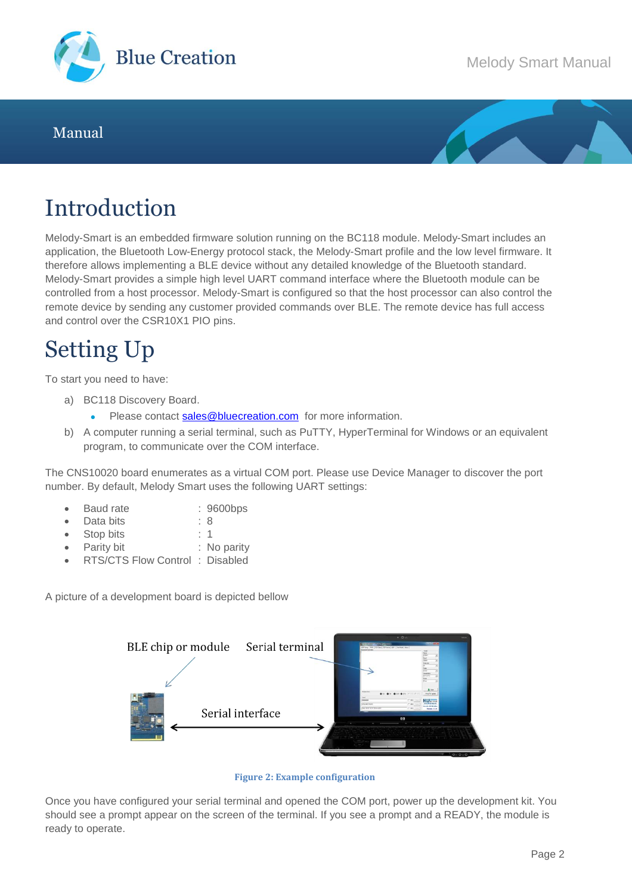# Introduction

Melody-Smart is an embedded firmware solution running on the BC118 module. Melody-Smart includes an application, the Bluetooth Low-Energy protocol stack, the Melody-Smart profile and the low level firmware. It therefore allows implementing a BLE device without any detailed knowledge of the Bluetooth standard. Melody-Smart provides a simple high level UART command interface where the Bluetooth module can be controlled from a host processor. Melody-Smart is configured so that the host processor can also control the remote device by sending any customer provided commands over BLE. The remote device has full access and control over the CSR10X1 PIO pins.

# Setting Up

To start you need to have:

a) BC118 Discovery Board.
   - Please contact sales@bluecreation.com for more information.

b) A computer running a serial terminal, such as PuTTY, HyperTerminal for Windows or an equivalent program, to communicate over the COM interface.

The CNS10020 board enumerates as a virtual COM port. Please use Device Manager to discover the port number. By default, Melody Smart uses the following UART settings:

- Baud rate : 9600bps
- Data bits : 8
- Stop bits : 1
- Parity bit : No parity
- RTS/CTS Flow Control : Disabled

A picture of a development board is depicted bellow

BLE chip or module    Serial terminal

Serial interface

Figure 2: Example configuration

Once you have configured your serial terminal and opened the COM port, power up the development kit. You should see a prompt appear on the screen of the terminal. If you see a prompt and a READY, the module is ready to operate.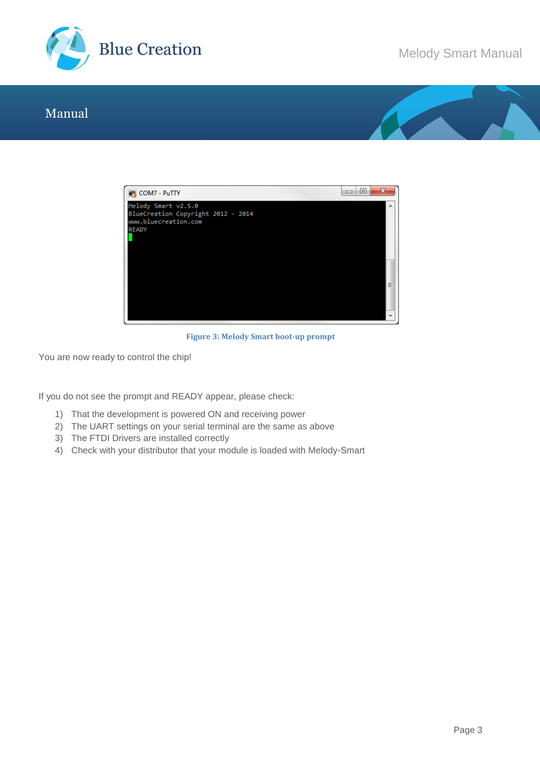Figure 3: Melody Smart boot-up prompt

You are now ready to control the chip!

If you do not see the prompt and READY appear, please check:

1) That the development is powered ON and receiving power
2) The UART settings on your serial terminal are the same as above
3) The FTDI Drivers are installed correctly
4) Check with your distributor that your module is loaded with Melody-Smart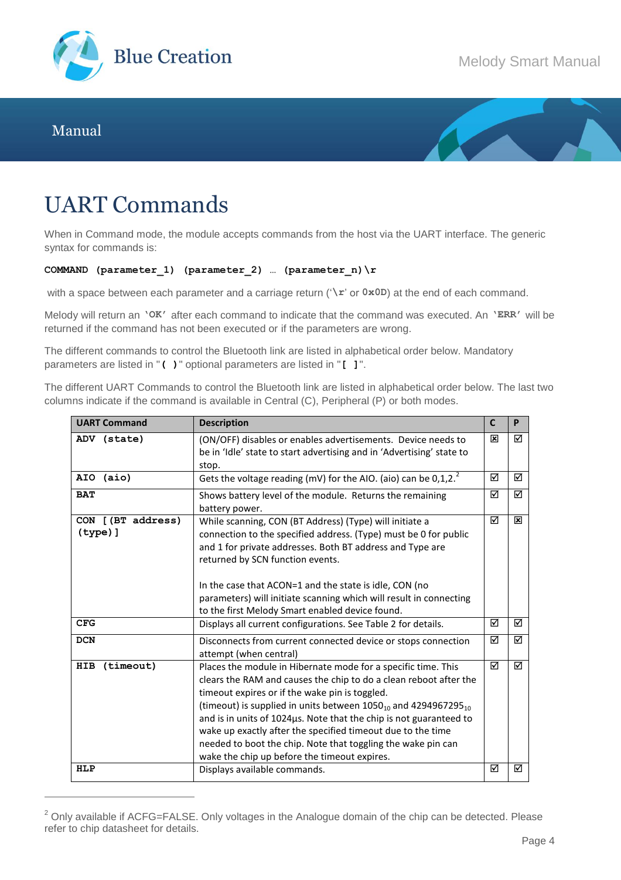# UART Commands

When in Command mode, the module accepts commands from the host via the UART interface. The generic syntax for commands is:

**COMMAND (parameter_1) (parameter_2) … (parameter_n)\r**

with a space between each parameter and a carriage return ('\r' or 0x0D) at the end of each command.

Melody will return an 'OK' after each command to indicate that the command was executed. An 'ERR' will be returned if the command has not been executed or if the parameters are wrong.

The different commands to control the Bluetooth link are listed in alphabetical order below. Mandatory parameters are listed in "( )" optional parameters are listed in "[ ]".

The different UART Commands to control the Bluetooth link are listed in alphabetical order below. The last two columns indicate if the command is available in Central (C), Peripheral (P) or both modes.

| UART Command | Description | C | P |
|---|---|---|---|
| **ADV (state)** | (ON/OFF) disables or enables advertisements. Device needs to be in 'Idle' state to start advertising and in 'Advertising' state to stop. | ☒ | ☑ |
| **AIO (aio)** | Gets the voltage reading (mV) for the AIO. (aio) can be 0,1,2.[2] | ☑ | ☑ |
| **BAT** | Shows battery level of the module. Returns the remaining battery power. | ☑ | ☑ |
| **CON [(BT address) (type)]** | While scanning, CON (BT Address) (Type) will initiate a connection to the specified address. (Type) must be 0 for public and 1 for private addresses. Both BT address and Type are returned by SCN function events.<br><br>In the case that ACON=1 and the state is idle, CON (no parameters) will initiate scanning which will result in connecting to the first Melody Smart enabled device found. | ☑ | ☒ |
| **CFG** | Displays all current configurations. See Table 2 for details. | ☑ | ☑ |
| **DCN** | Disconnects from current connected device or stops connection attempt (when central) | ☑ | ☑ |
| **HIB (timeout)** | Places the module in Hibernate mode for a specific time. This clears the RAM and causes the chip to do a clean reboot after the timeout expires or if the wake pin is toggled.<br>(timeout) is supplied in units between $1050_{10}$ and $4294967295_{10}$ and is in units of 1024µs. Note that the chip is not guaranteed to wake up exactly after the specified timeout due to the time needed to boot the chip. Note that toggling the wake pin can wake the chip up before the timeout expires. | ☑ | ☑ |
| **HLP** | Displays available commands. | ☑ | ☑ |

---

[2] Only available if ACFG=FALSE. Only voltages in the Analogue domain of the chip can be detected. Please refer to chip datasheet for details.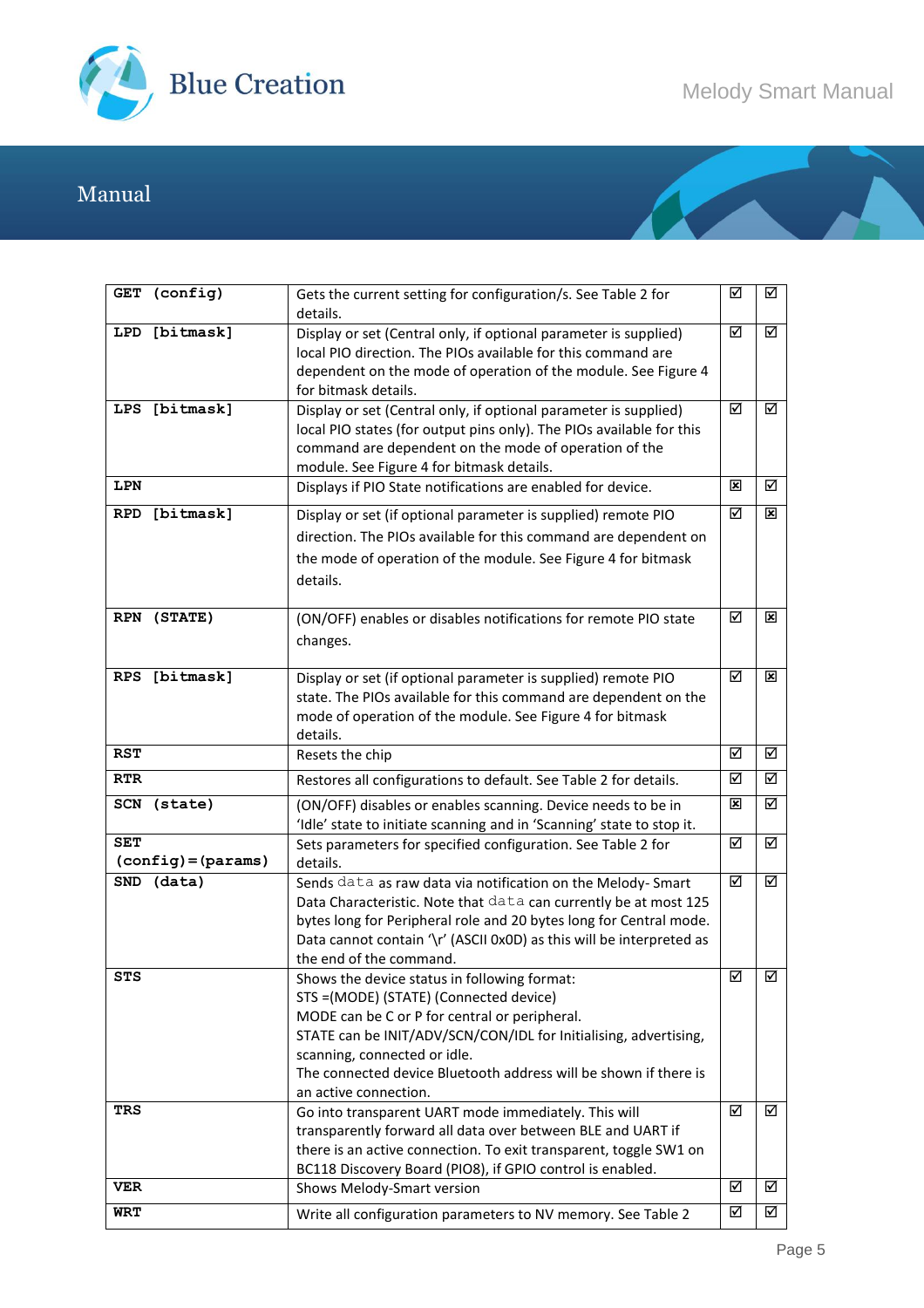| | | | |
|---|---|---|---|
| **GET (config)** | Gets the current setting for configuration/s. See Table 2 for details. | ☑ | ☑ |
| **LPD [bitmask]** | Display or set (Central only, if optional parameter is supplied) local PIO direction. The PIOs available for this command are dependent on the mode of operation of the module. See Figure 4 for bitmask details. | ☑ | ☑ |
| **LPS [bitmask]** | Display or set (Central only, if optional parameter is supplied) local PIO states (for output pins only). The PIOs available for this command are dependent on the mode of operation of the module. See Figure 4 for bitmask details. | ☑ | ☑ |
| **LPN** | Displays if PIO State notifications are enabled for device. | ☒ | ☑ |
| **RPD [bitmask]** | Display or set (if optional parameter is supplied) remote PIO direction. The PIOs available for this command are dependent on the mode of operation of the module. See Figure 4 for bitmask details. | ☑ | ☒ |
| **RPN (STATE)** | (ON/OFF) enables or disables notifications for remote PIO state changes. | ☑ | ☒ |
| **RPS [bitmask]** | Display or set (if optional parameter is supplied) remote PIO state. The PIOs available for this command are dependent on the mode of operation of the module. See Figure 4 for bitmask details. | ☑ | ☒ |
| **RST** | Resets the chip | ☑ | ☑ |
| **RTR** | Restores all configurations to default. See Table 2 for details. | ☑ | ☑ |
| **SCN (state)** | (ON/OFF) disables or enables scanning. Device needs to be in 'Idle' state to initiate scanning and in 'Scanning' state to stop it. | ☒ | ☑ |
| **SET (config)=(params)** | Sets parameters for specified configuration. See Table 2 for details. | ☑ | ☑ |
| **SND (data)** | Sends `data` as raw data via notification on the Melody- Smart Data Characteristic. Note that `data` can currently be at most 125 bytes long for Peripheral role and 20 bytes long for Central mode. Data cannot contain '\r' (ASCII 0x0D) as this will be interpreted as the end of the command. | ☑ | ☑ |
| **STS** | Shows the device status in following format:<br>STS =(MODE) (STATE) (Connected device)<br>MODE can be C or P for central or peripheral.<br>STATE can be INIT/ADV/SCN/CON/IDL for Initialising, advertising, scanning, connected or idle.<br>The connected device Bluetooth address will be shown if there is an active connection. | ☑ | ☑ |
| **TRS** | Go into transparent UART mode immediately. This will transparently forward all data over between BLE and UART if there is an active connection. To exit transparent, toggle SW1 on BC118 Discovery Board (PIO8), if GPIO control is enabled. | ☑ | ☑ |
| **VER** | Shows Melody-Smart version | ☑ | ☑ |
| **WRT** | Write all configuration parameters to NV memory. See Table 2 | ☑ | ☑ |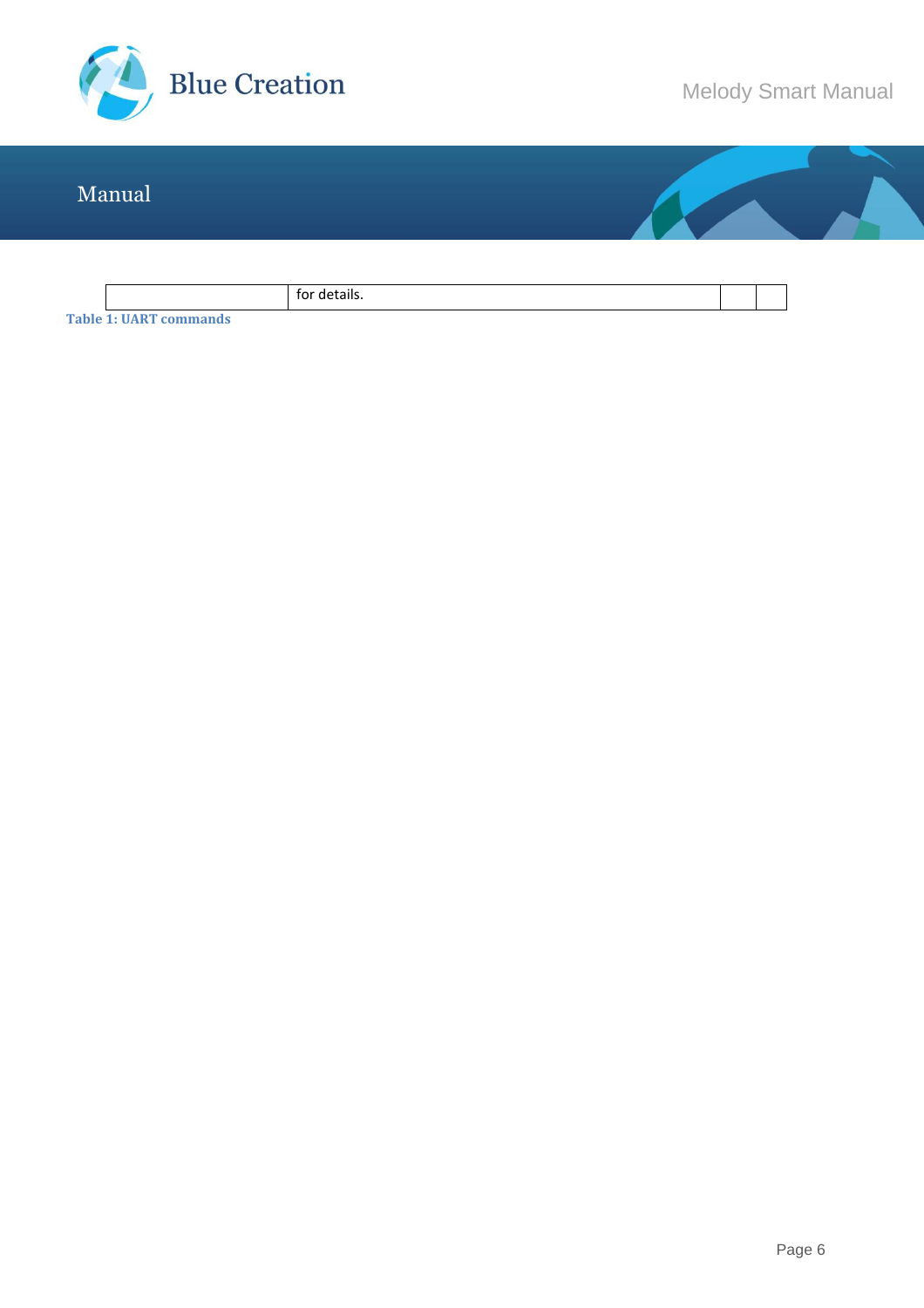| | | | |
|---|---|---|---|
| | for details. | | |

**Table 1: UART commands**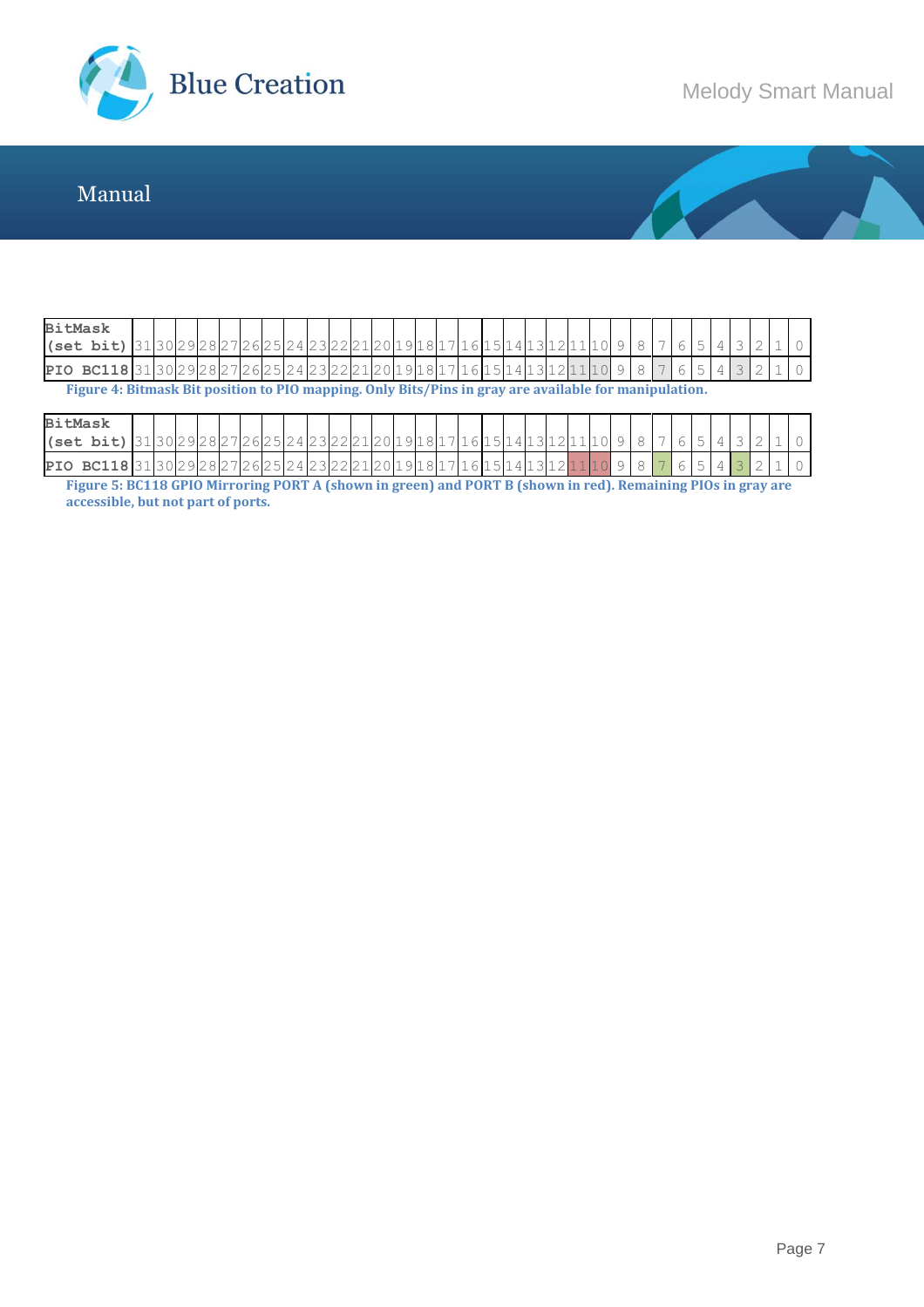| BitMask (set bit) | 31 | 30 | 29 | 28 | 27 | 26 | 25 | 24 | 23 | 22 | 21 | 20 | 19 | 18 | 17 | 16 | 15 | 14 | 13 | 12 | 11 | 10 | 9 | 8 | 7 | 6 | 5 | 4 | 3 | 2 | 1 | 0 |
|---|---|---|---|---|---|---|---|---|---|---|---|---|---|---|---|---|---|---|---|---|---|---|---|---|---|---|---|---|---|---|---|---|
| PIO BC118 | 31 | 30 | 29 | 28 | 27 | 26 | 25 | 24 | 23 | 22 | 21 | 20 | 19 | 18 | 17 | 16 | 15 | 14 | 13 | 12 | 11 | 10 | 9 | 8 | 7 | 6 | 5 | 4 | 3 | 2 | 1 | 0 |

**Figure 4: Bitmask Bit position to PIO mapping. Only Bits/Pins in gray are available for manipulation.**

| BitMask (set bit) | 31 | 30 | 29 | 28 | 27 | 26 | 25 | 24 | 23 | 22 | 21 | 20 | 19 | 18 | 17 | 16 | 15 | 14 | 13 | 12 | 11 | 10 | 9 | 8 | 7 | 6 | 5 | 4 | 3 | 2 | 1 | 0 |
|---|---|---|---|---|---|---|---|---|---|---|---|---|---|---|---|---|---|---|---|---|---|---|---|---|---|---|---|---|---|---|---|---|
| PIO BC118 | 31 | 30 | 29 | 28 | 27 | 26 | 25 | 24 | 23 | 22 | 21 | 20 | 19 | 18 | 17 | 16 | 15 | 14 | 13 | 12 | 11 | 10 | 9 | 8 | 7 | 6 | 5 | 4 | 3 | 2 | 1 | 0 |

**Figure 5: BC118 GPIO Mirroring PORT A (shown in green) and PORT B (shown in red). Remaining PIOs in gray are accessible, but not part of ports.**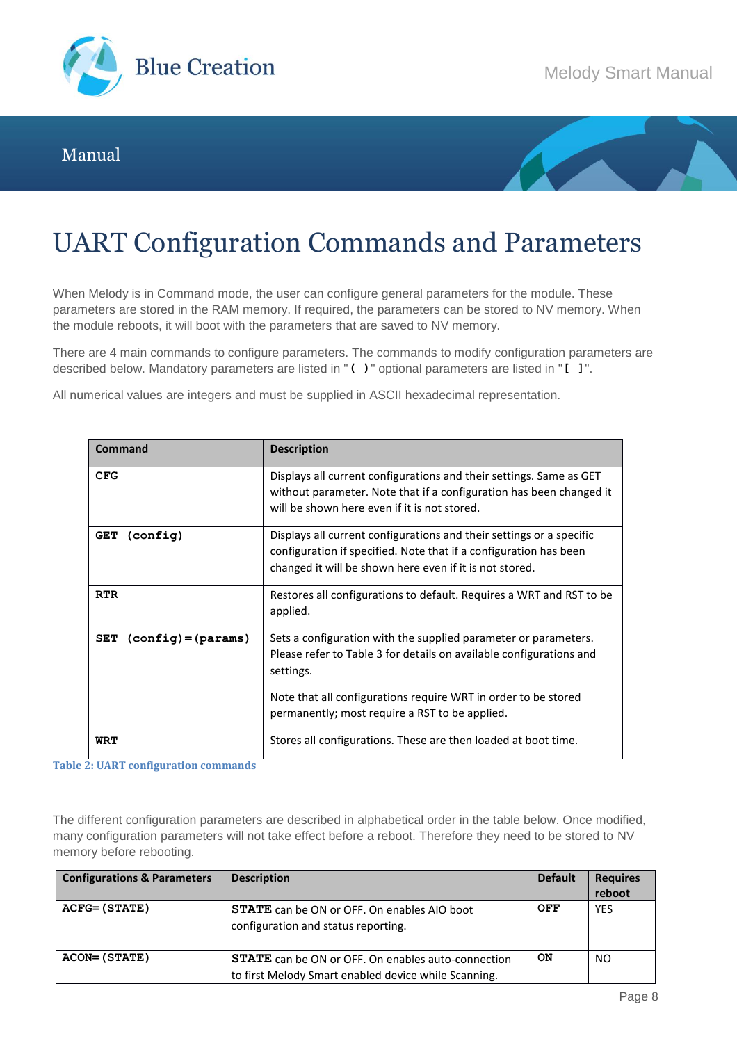# UART Configuration Commands and Parameters

When Melody is in Command mode, the user can configure general parameters for the module. These parameters are stored in the RAM memory. If required, the parameters can be stored to NV memory. When the module reboots, it will boot with the parameters that are saved to NV memory.

There are 4 main commands to configure parameters. The commands to modify configuration parameters are described below. Mandatory parameters are listed in "**( )**" optional parameters are listed in "**[ ]**".

All numerical values are integers and must be supplied in ASCII hexadecimal representation.

| Command | Description |
|---|---|
| **CFG** | Displays all current configurations and their settings. Same as GET without parameter. Note that if a configuration has been changed it will be shown here even if it is not stored. |
| **GET (config)** | Displays all current configurations and their settings or a specific configuration if specified. Note that if a configuration has been changed it will be shown here even if it is not stored. |
| **RTR** | Restores all configurations to default. Requires a WRT and RST to be applied. |
| **SET (config)=(params)** | Sets a configuration with the supplied parameter or parameters. Please refer to Table 3 for details on available configurations and settings.<br><br>Note that all configurations require WRT in order to be stored permanently; most require a RST to be applied. |
| **WRT** | Stores all configurations. These are then loaded at boot time. |

**Table 2: UART configuration commands**

The different configuration parameters are described in alphabetical order in the table below. Once modified, many configuration parameters will not take effect before a reboot. Therefore they need to be stored to NV memory before rebooting.

| Configurations & Parameters | Description | Default | Requires reboot |
|---|---|---|---|
| **ACFG=(STATE)** | **STATE** can be ON or OFF. On enables AIO boot configuration and status reporting. | **OFF** | YES |
| **ACON=(STATE)** | **STATE** can be ON or OFF. On enables auto-connection to first Melody Smart enabled device while Scanning. | **ON** | NO |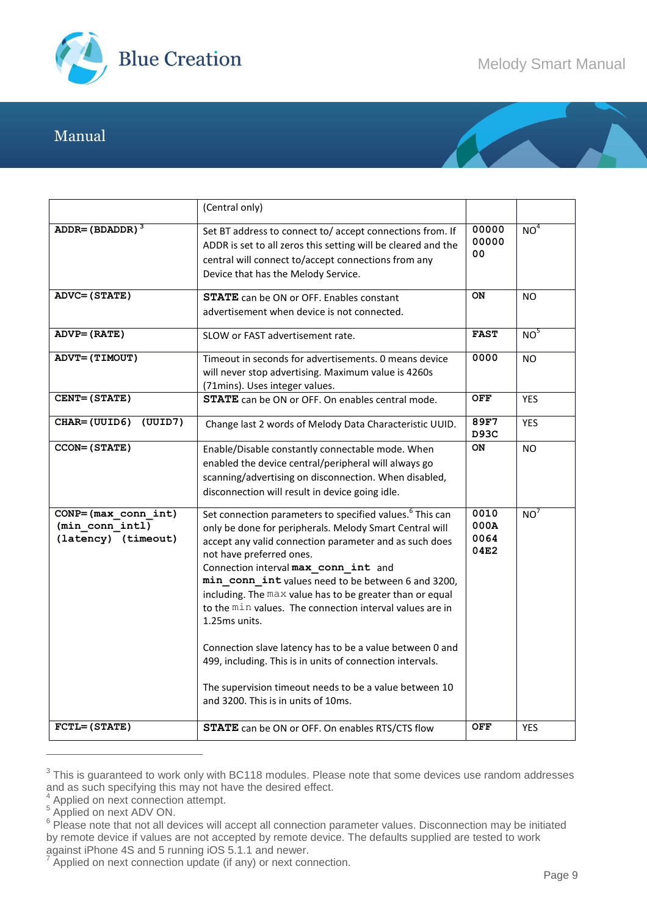## Manual

| | | | |
|---|---|---|---|
| | (Central only) | | |
| **ADDR=(BDADDR)** [3] | Set BT address to connect to/ accept connections from. If ADDR is set to all zeros this setting will be cleared and the central will connect to/accept connections from any Device that has the Melody Service. | 00000 00000 00 | NO[4] |
| **ADVC=(STATE)** | **STATE** can be ON or OFF. Enables constant advertisement when device is not connected. | **ON** | NO |
| **ADVP=(RATE)** | SLOW or FAST advertisement rate. | **FAST** | NO[5] |
| **ADVT=(TIMOUT)** | Timeout in seconds for advertisements. 0 means device will never stop advertising. Maximum value is 4260s (71mins). Uses integer values. | 0000 | NO |
| **CENT=(STATE)** | **STATE** can be ON or OFF. On enables central mode. | **OFF** | YES |
| **CHAR=(UUID6) (UUID7)** | Change last 2 words of Melody Data Characteristic UUID. | **89F7 D93C** | YES |
| **CCON=(STATE)** | Enable/Disable constantly connectable mode. When enabled the device central/peripheral will always go scanning/advertising on disconnection. When disabled, disconnection will result in device going idle. | **ON** | NO |
| **CONP=(max_conn_int) (min_conn_intl) (latency) (timeout)** | Set connection parameters to specified values.[6] This can only be done for peripherals. Melody Smart Central will accept any valid connection parameter and as such does not have preferred ones.<br>Connection interval **max_conn_int** and **min_conn_int** values need to be between 6 and 3200, including. The `max` value has to be greater than or equal to the `min` values. The connection interval values are in 1.25ms units.<br><br>Connection slave latency has to be a value between 0 and 499, including. This is in units of connection intervals.<br><br>The supervision timeout needs to be a value between 10 and 3200. This is in units of 10ms. | 0010 000A 0064 04E2 | NO[7] |
| **FCTL=(STATE)** | **STATE** can be ON or OFF. On enables RTS/CTS flow | **OFF** | YES |

---

[3] This is guaranteed to work only with BC118 modules. Please note that some devices use random addresses and as such specifying this may not have the desired effect.
[4] Applied on next connection attempt.
[5] Applied on next ADV ON.
[6] Please note that not all devices will accept all connection parameter values. Disconnection may be initiated by remote device if values are not accepted by remote device. The defaults supplied are tested to work against iPhone 4S and 5 running iOS 5.1.1 and newer.
[7] Applied on next connection update (if any) or next connection.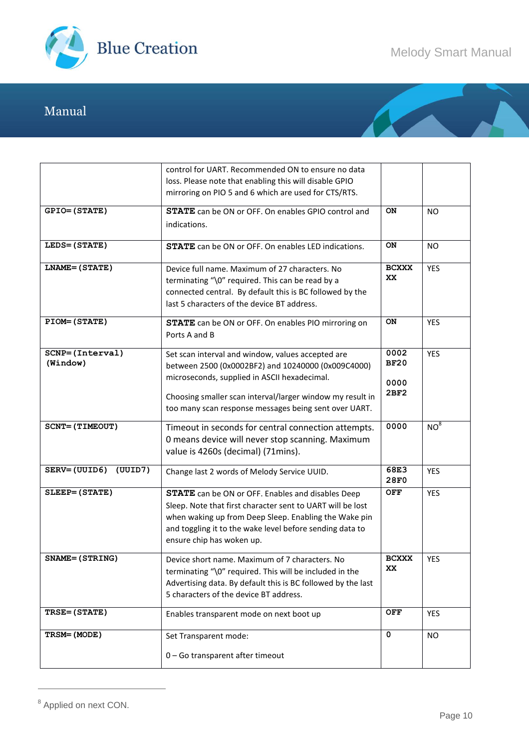| | | | |
|---|---|---|---|
| | control for UART. Recommended ON to ensure no data loss. Please note that enabling this will disable GPIO mirroring on PIO 5 and 6 which are used for CTS/RTS. | | |
| **GPIO=(STATE)** | **STATE** can be ON or OFF. On enables GPIO control and indications. | **ON** | NO |
| **LEDS=(STATE)** | **STATE** can be ON or OFF. On enables LED indications. | **ON** | NO |
| **LNAME=(STATE)** | Device full name. Maximum of 27 characters. No terminating "\0" required. This can be read by a connected central. By default this is BC followed by the last 5 characters of the device BT address. | **BCXXXXX** | YES |
| **PIOM=(STATE)** | **STATE** can be ON or OFF. On enables PIO mirroring on Ports A and B | **ON** | YES |
| **SCNP=(Interval) (Window)** | Set scan interval and window, values accepted are between 2500 (0x0002BF2) and 10240000 (0x009C4000) microseconds, supplied in ASCII hexadecimal.<br><br>Choosing smaller scan interval/larger window my result in too many scan response messages being sent over UART. | **0002BF20**<br><br>**00002BF2** | YES |
| **SCNT=(TIMEOUT)** | Timeout in seconds for central connection attempts. 0 means device will never stop scanning. Maximum value is 4260s (decimal) (71mins). | **0000** | NO[8] |
| **SERV=(UUID6) (UUID7)** | Change last 2 words of Melody Service UUID. | **68E328F0** | YES |
| **SLEEP=(STATE)** | **STATE** can be ON or OFF. Enables and disables Deep Sleep. Note that first character sent to UART will be lost when waking up from Deep Sleep. Enabling the Wake pin and toggling it to the wake level before sending data to ensure chip has woken up. | **OFF** | YES |
| **SNAME=(STRING)** | Device short name. Maximum of 7 characters. No terminating "\0" required. This will be included in the Advertising data. By default this is BC followed by the last 5 characters of the device BT address. | **BCXXXXX** | YES |
| **TRSE=(STATE)** | Enables transparent mode on next boot up | **OFF** | YES |
| **TRSM=(MODE)** | Set Transparent mode:<br><br>0 – Go transparent after timeout | **0** | NO |

[8] Applied on next CON.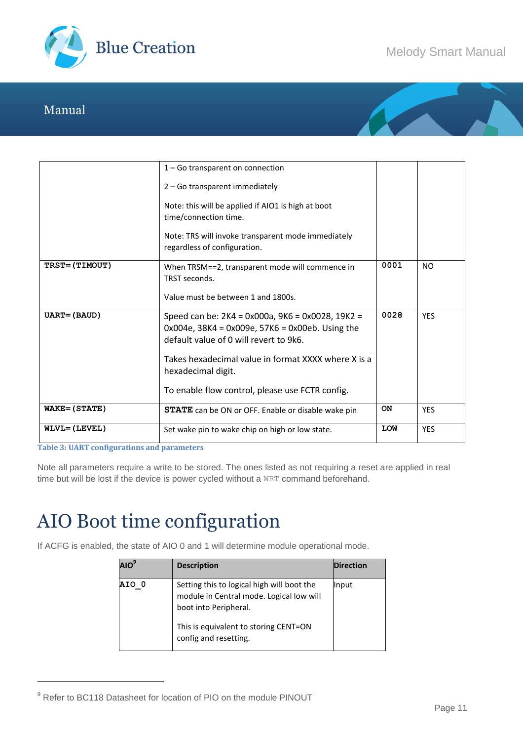| | | | |
|---|---|---|---|
| | 1 – Go transparent on connection<br><br>2 – Go transparent immediately<br><br>Note: this will be applied if AIO1 is high at boot time/connection time.<br><br>Note: TRS will invoke transparent mode immediately regardless of configuration. | | |
| **TRST=(TIMOUT)** | When TRSM==2, transparent mode will commence in TRST seconds.<br><br>Value must be between 1 and 1800s. | **0001** | NO |
| **UART=(BAUD)** | Speed can be: 2K4 = 0x000a, 9K6 = 0x0028, 19K2 = 0x004e, 38K4 = 0x009e, 57K6 = 0x00eb. Using the default value of 0 will revert to 9k6.<br><br>Takes hexadecimal value in format XXXX where X is a hexadecimal digit.<br><br>To enable flow control, please use FCTR config. | **0028** | YES |
| **WAKE=(STATE)** | **STATE** can be ON or OFF. Enable or disable wake pin | **ON** | YES |
| **WLVL=(LEVEL)** | Set wake pin to wake chip on high or low state. | **LOW** | YES |

**Table 3: UART configurations and parameters**

Note all parameters require a write to be stored. The ones listed as not requiring a reset are applied in real time but will be lost if the device is power cycled without a `WRT` command beforehand.

# AIO Boot time configuration

If ACFG is enabled, the state of AIO 0 and 1 will determine module operational mode.

| AIO[9] | Description | Direction |
|---|---|---|
| **AIO_0** | Setting this to logical high will boot the module in Central mode. Logical low will boot into Peripheral.<br><br>This is equivalent to storing CENT=ON config and resetting. | Input |

[9] Refer to BC118 Datasheet for location of PIO on the module PINOUT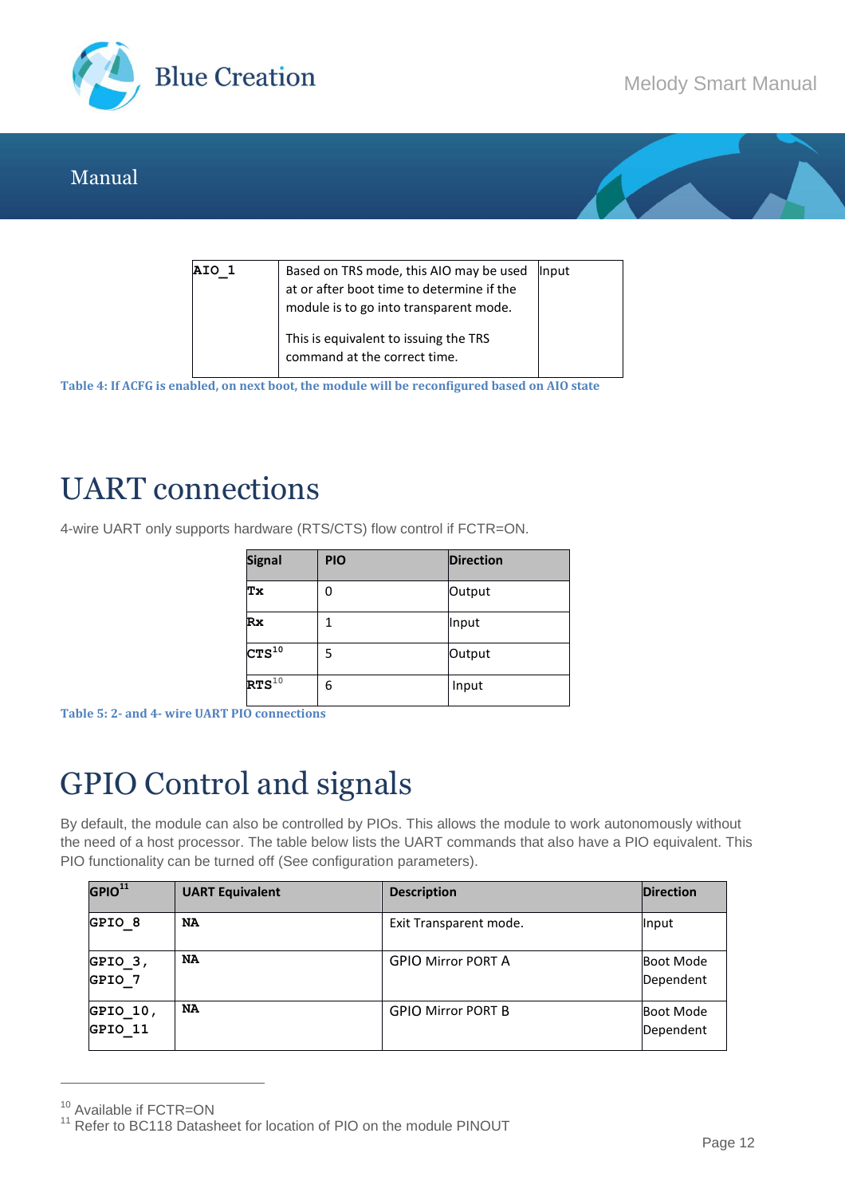| AIO_1 | Based on TRS mode, this AIO may be used at or after boot time to determine if the module is to go into transparent mode.<br><br>This is equivalent to issuing the TRS command at the correct time. | Input |
|---|---|---|

Table 4: If ACFG is enabled, on next boot, the module will be reconfigured based on AIO state

# UART connections

4-wire UART only supports hardware (RTS/CTS) flow control if FCTR=ON.

| Signal | PIO | Direction |
|---|---|---|
| Tx | 0 | Output |
| Rx | 1 | Input |
| CTS[10] | 5 | Output |
| RTS[10] | 6 | Input |

Table 5: 2- and 4- wire UART PIO connections

# GPIO Control and signals

By default, the module can also be controlled by PIOs. This allows the module to work autonomously without the need of a host processor. The table below lists the UART commands that also have a PIO equivalent. This PIO functionality can be turned off (See configuration parameters).

| GPIO[11] | UART Equivalent | Description | Direction |
|---|---|---|---|
| GPIO_8 | NA | Exit Transparent mode. | Input |
| GPIO_3, GPIO_7 | NA | GPIO Mirror PORT A | Boot Mode Dependent |
| GPIO_10, GPIO_11 | NA | GPIO Mirror PORT B | Boot Mode Dependent |

[10] Available if FCTR=ON
[11] Refer to BC118 Datasheet for location of PIO on the module PINOUT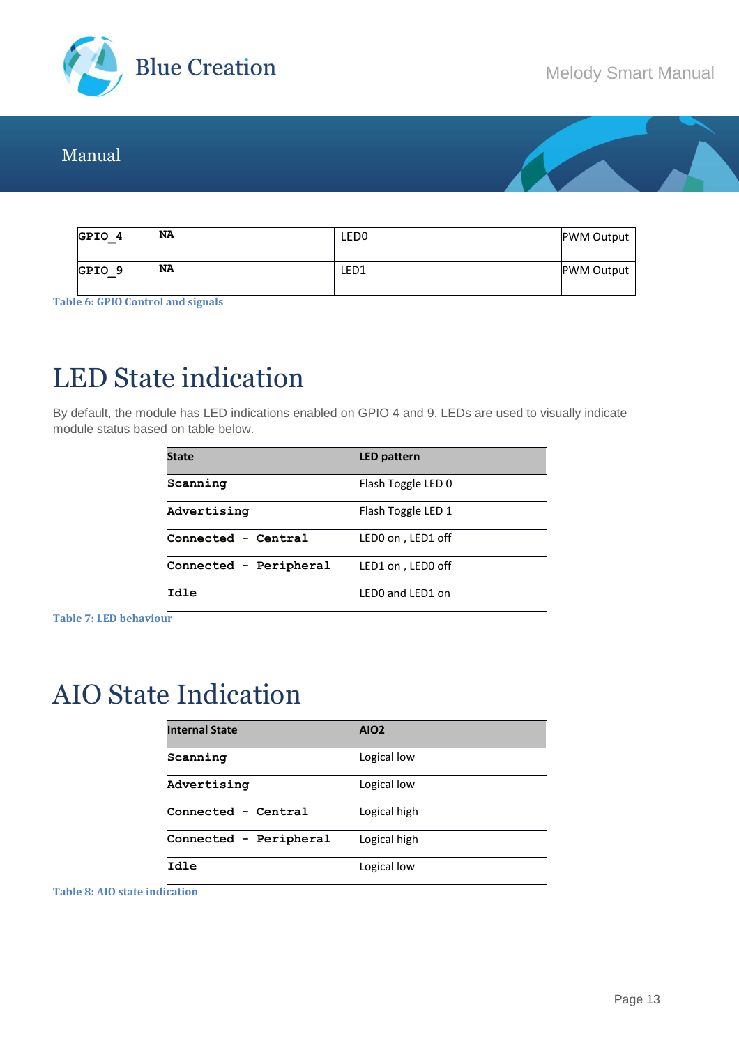| GPIO_4 | NA | LED0 | PWM Output |
|---|---|---|---|
| GPIO_9 | NA | LED1 | PWM Output |

Table 6: GPIO Control and signals

# LED State indication

By default, the module has LED indications enabled on GPIO 4 and 9. LEDs are used to visually indicate module status based on table below.

| State | LED pattern |
|---|---|
| Scanning | Flash Toggle LED 0 |
| Advertising | Flash Toggle LED 1 |
| Connected - Central | LED0 on , LED1 off |
| Connected - Peripheral | LED1 on , LED0 off |
| Idle | LED0 and LED1 on |

Table 7: LED behaviour

# AIO State Indication

| Internal State | AIO2 |
|---|---|
| Scanning | Logical low |
| Advertising | Logical low |
| Connected - Central | Logical high |
| Connected - Peripheral | Logical high |
| Idle | Logical low |

Table 8: AIO state indication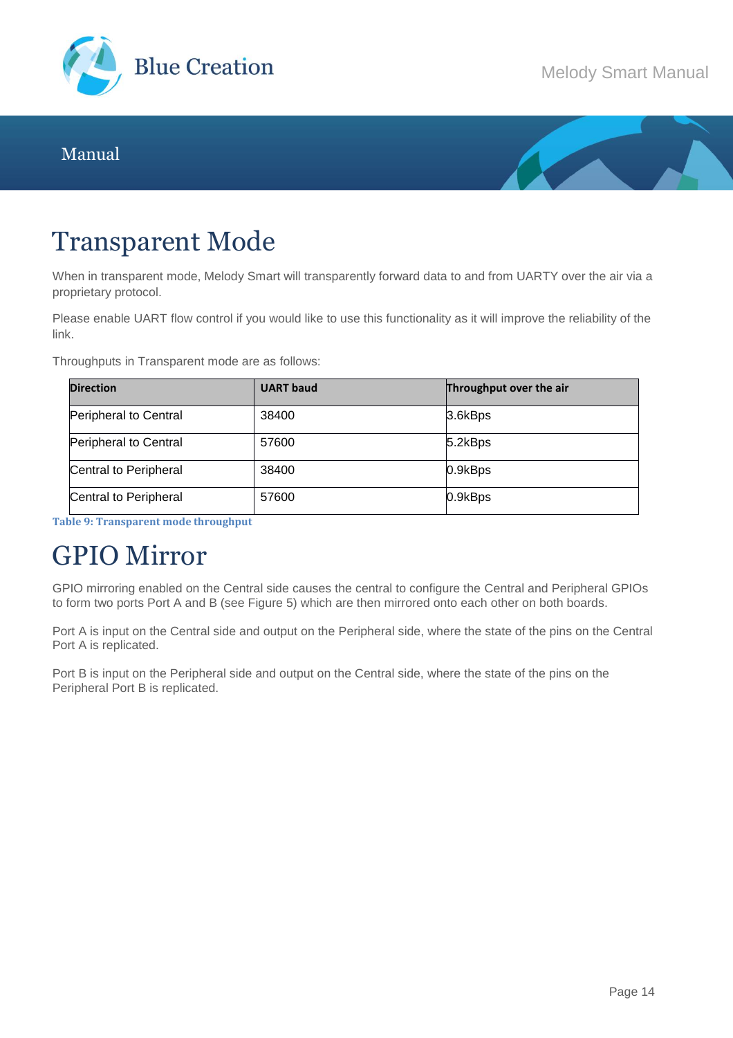# Transparent Mode

When in transparent mode, Melody Smart will transparently forward data to and from UARTY over the air via a proprietary protocol.

Please enable UART flow control if you would like to use this functionality as it will improve the reliability of the link.

Throughputs in Transparent mode are as follows:

| Direction | UART baud | Throughput over the air |
|---|---|---|
| Peripheral to Central | 38400 | 3.6kBps |
| Peripheral to Central | 57600 | 5.2kBps |
| Central to Peripheral | 38400 | 0.9kBps |
| Central to Peripheral | 57600 | 0.9kBps |

**Table 9: Transparent mode throughput**

# GPIO Mirror

GPIO mirroring enabled on the Central side causes the central to configure the Central and Peripheral GPIOs to form two ports Port A and B (see Figure 5) which are then mirrored onto each other on both boards.

Port A is input on the Central side and output on the Peripheral side, where the state of the pins on the Central Port A is replicated.

Port B is input on the Peripheral side and output on the Central side, where the state of the pins on the Peripheral Port B is replicated.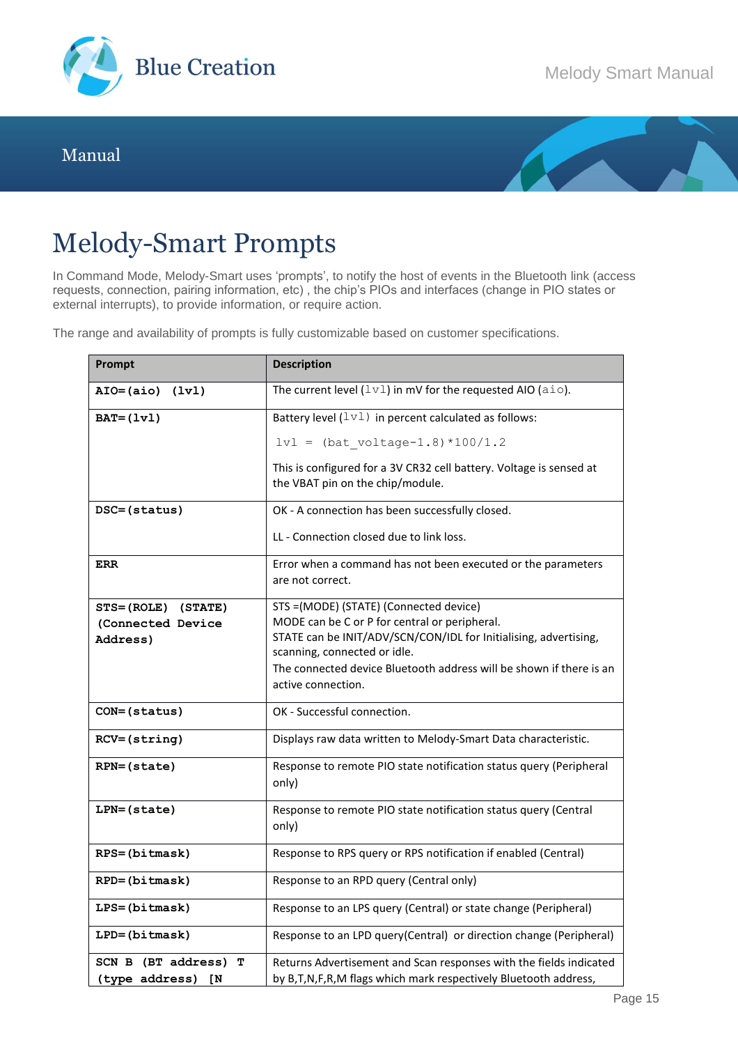# Melody-Smart Prompts

In Command Mode, Melody-Smart uses 'prompts', to notify the host of events in the Bluetooth link (access requests, connection, pairing information, etc) , the chip's PIOs and interfaces (change in PIO states or external interrupts), to provide information, or require action.

The range and availability of prompts is fully customizable based on customer specifications.

| Prompt | Description |
|---|---|
| **AIO=(aio) (lvl)** | The current level (`lvl`) in mV for the requested AIO (`aio`). |
| **BAT=(lvl)** | Battery level (`lvl`) in percent calculated as follows:<br>`lvl = (bat_voltage-1.8)*100/1.2`<br>This is configured for a 3V CR32 cell battery. Voltage is sensed at the VBAT pin on the chip/module. |
| **DSC=(status)** | OK - A connection has been successfully closed.<br>LL - Connection closed due to link loss. |
| **ERR** | Error when a command has not been executed or the parameters are not correct. |
| **STS=(ROLE) (STATE) (Connected Device Address)** | STS =(MODE) (STATE) (Connected device)<br>MODE can be C or P for central or peripheral.<br>STATE can be INIT/ADV/SCN/CON/IDL for Initialising, advertising, scanning, connected or idle.<br>The connected device Bluetooth address will be shown if there is an active connection. |
| **CON=(status)** | OK - Successful connection. |
| **RCV=(string)** | Displays raw data written to Melody-Smart Data characteristic. |
| **RPN=(state)** | Response to remote PIO state notification status query (Peripheral only) |
| **LPN=(state)** | Response to remote PIO state notification status query (Central only) |
| **RPS=(bitmask)** | Response to RPS query or RPS notification if enabled (Central) |
| **RPD=(bitmask)** | Response to an RPD query (Central only) |
| **LPS=(bitmask)** | Response to an LPS query (Central) or state change (Peripheral) |
| **LPD=(bitmask)** | Response to an LPD query(Central) or direction change (Peripheral) |
| **SCN B (BT address) T (type address) [N** | Returns Advertisement and Scan responses with the fields indicated by B,T,N,F,R,M flags which mark respectively Bluetooth address, |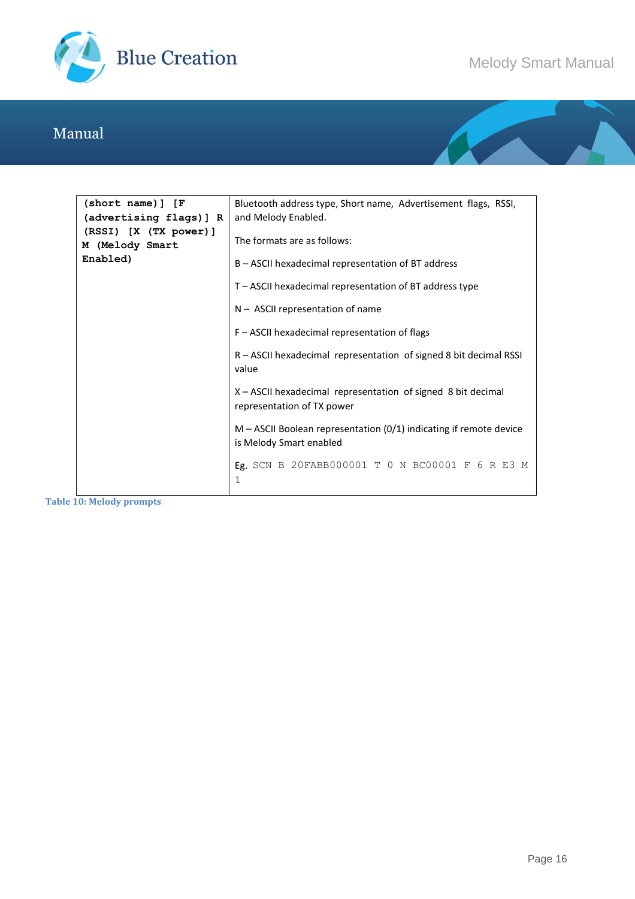| | |
|---|---|
| **(short name)] [F (advertising flags)] R (RSSI) [X (TX power)] M (Melody Smart Enabled)** | Bluetooth address type, Short name, Advertisement flags, RSSI, and Melody Enabled.<br><br>The formats are as follows:<br><br>B – ASCII hexadecimal representation of BT address<br><br>T – ASCII hexadecimal representation of BT address type<br><br>N – ASCII representation of name<br><br>F – ASCII hexadecimal representation of flags<br><br>R – ASCII hexadecimal representation of signed 8 bit decimal RSSI value<br><br>X – ASCII hexadecimal representation of signed 8 bit decimal representation of TX power<br><br>M – ASCII Boolean representation (0/1) indicating if remote device is Melody Smart enabled<br><br>Eg. `SCN B 20FABB000001 T 0 N BC00001 F 6 R E3 M 1` |

**Table 10: Melody prompts**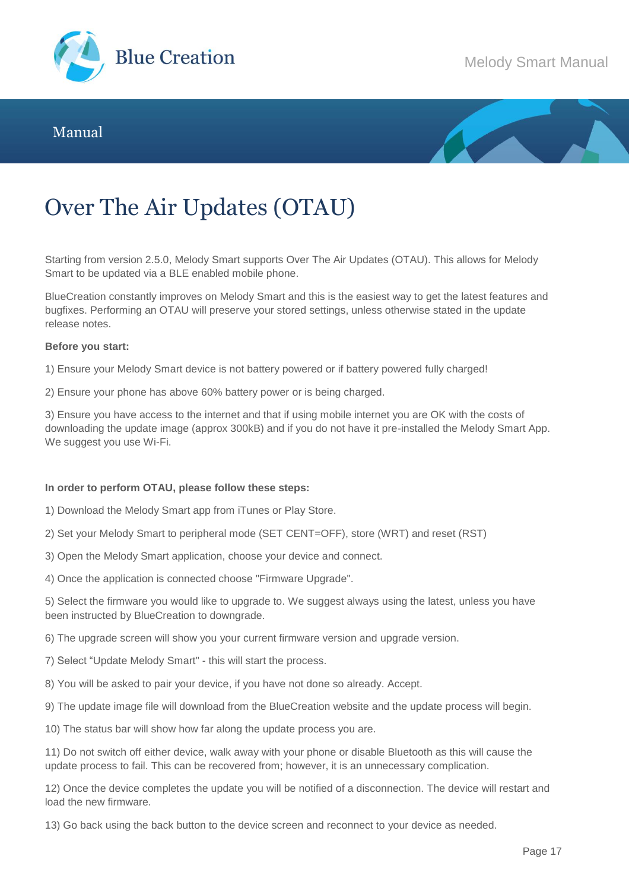# Over The Air Updates (OTAU)

Starting from version 2.5.0, Melody Smart supports Over The Air Updates (OTAU). This allows for Melody Smart to be updated via a BLE enabled mobile phone.

BlueCreation constantly improves on Melody Smart and this is the easiest way to get the latest features and bugfixes. Performing an OTAU will preserve your stored settings, unless otherwise stated in the update release notes.

**Before you start:**

1) Ensure your Melody Smart device is not battery powered or if battery powered fully charged!

2) Ensure your phone has above 60% battery power or is being charged.

3) Ensure you have access to the internet and that if using mobile internet you are OK with the costs of downloading the update image (approx 300kB) and if you do not have it pre-installed the Melody Smart App. We suggest you use Wi-Fi.

**In order to perform OTAU, please follow these steps:**

1) Download the Melody Smart app from iTunes or Play Store.

2) Set your Melody Smart to peripheral mode (SET CENT=OFF), store (WRT) and reset (RST)

3) Open the Melody Smart application, choose your device and connect.

4) Once the application is connected choose "Firmware Upgrade".

5) Select the firmware you would like to upgrade to. We suggest always using the latest, unless you have been instructed by BlueCreation to downgrade.

6) The upgrade screen will show you your current firmware version and upgrade version.

7) Select “Update Melody Smart" - this will start the process.

8) You will be asked to pair your device, if you have not done so already. Accept.

9) The update image file will download from the BlueCreation website and the update process will begin.

10) The status bar will show how far along the update process you are.

11) Do not switch off either device, walk away with your phone or disable Bluetooth as this will cause the update process to fail. This can be recovered from; however, it is an unnecessary complication.

12) Once the device completes the update you will be notified of a disconnection. The device will restart and load the new firmware.

13) Go back using the back button to the device screen and reconnect to your device as needed.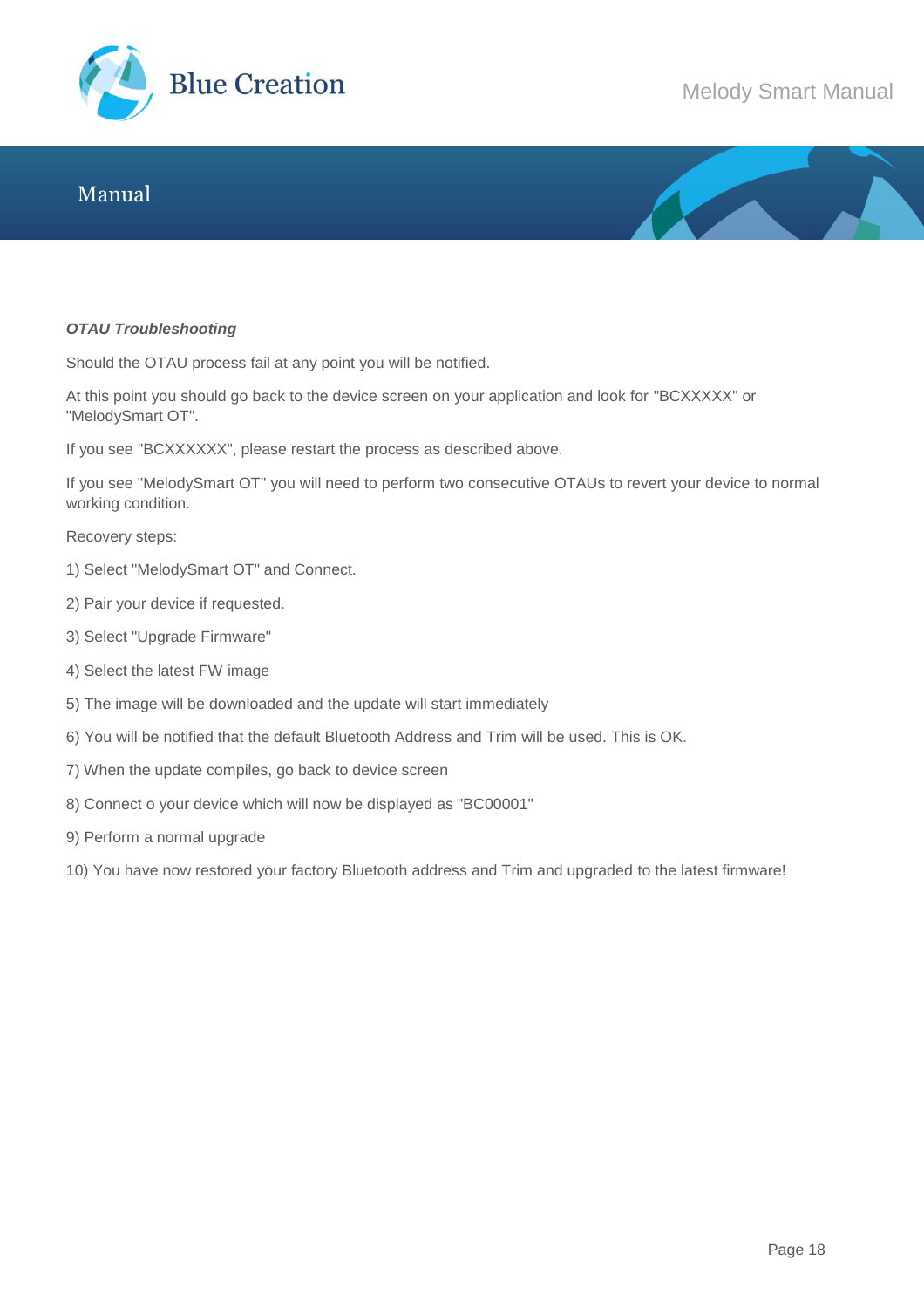***OTAU Troubleshooting***

Should the OTAU process fail at any point you will be notified.

At this point you should go back to the device screen on your application and look for "BCXXXXX" or "MelodySmart OT".

If you see "BCXXXXXX", please restart the process as described above.

If you see "MelodySmart OT" you will need to perform two consecutive OTAUs to revert your device to normal working condition.

Recovery steps:

1) Select "MelodySmart OT" and Connect.

2) Pair your device if requested.

3) Select "Upgrade Firmware"

4) Select the latest FW image

5) The image will be downloaded and the update will start immediately

6) You will be notified that the default Bluetooth Address and Trim will be used. This is OK.

7) When the update compiles, go back to device screen

8) Connect o your device which will now be displayed as "BC00001"

9) Perform a normal upgrade

10) You have now restored your factory Bluetooth address and Trim and upgraded to the latest firmware!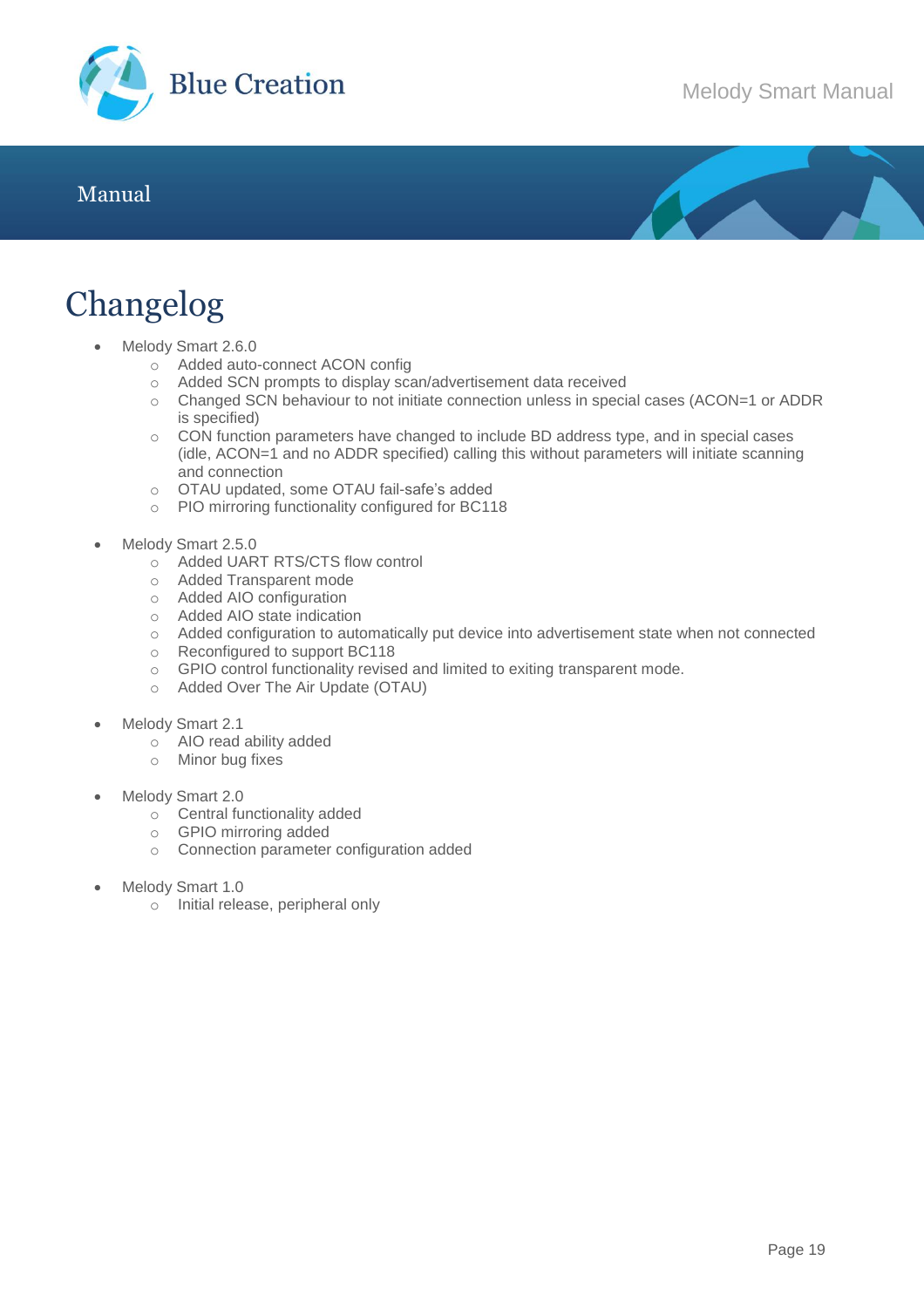# Changelog

- Melody Smart 2.6.0
  - Added auto-connect ACON config
  - Added SCN prompts to display scan/advertisement data received
  - Changed SCN behaviour to not initiate connection unless in special cases (ACON=1 or ADDR is specified)
  - CON function parameters have changed to include BD address type, and in special cases (idle, ACON=1 and no ADDR specified) calling this without parameters will initiate scanning and connection
  - OTAU updated, some OTAU fail-safe's added
  - PIO mirroring functionality configured for BC118

- Melody Smart 2.5.0
  - Added UART RTS/CTS flow control
  - Added Transparent mode
  - Added AIO configuration
  - Added AIO state indication
  - Added configuration to automatically put device into advertisement state when not connected
  - Reconfigured to support BC118
  - GPIO control functionality revised and limited to exiting transparent mode.
  - Added Over The Air Update (OTAU)

- Melody Smart 2.1
  - AIO read ability added
  - Minor bug fixes

- Melody Smart 2.0
  - Central functionality added
  - GPIO mirroring added
  - Connection parameter configuration added

- Melody Smart 1.0
  - Initial release, peripheral only